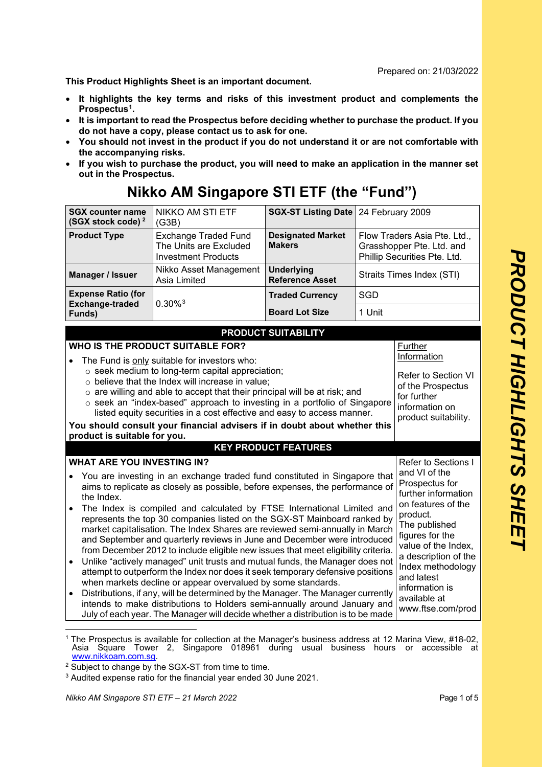Prepared on: 21/03/2022

**This Product Highlights Sheet is an important document.**

- **It highlights the key terms and risks of this investment product and complements the Prospectus[1].**
- **It is important to read the Prospectus before deciding whether to purchase the product. If you do not have a copy, please contact us to ask for one.**
- **You should not invest in the product if you do not understand it or are not comfortable with the accompanying risks.**
- **If you wish to purchase the product, you will need to make an application in the manner set out in the Prospectus.**

# Nikko AM Singapore STI ETF (the "Fund")

| **SGX counter name (SGX stock code)[2]** | NIKKO AM STI ETF (G3B) | **SGX-ST Listing Date** | 24 February 2009 |
|---|---|---|---|
| **Product Type** | Exchange Traded Fund The Units are Excluded Investment Products | **Designated Market Makers** | Flow Traders Asia Pte. Ltd., Grasshopper Pte. Ltd. and Phillip Securities Pte. Ltd. |
| **Manager / Issuer** | Nikko Asset Management Asia Limited | **Underlying Reference Asset** | Straits Times Index (STI) |
| **Expense Ratio (for Exchange-traded Funds)** | 0.30%[3] | **Traded Currency** | SGD |
| | | **Board Lot Size** | 1 Unit |

## PRODUCT SUITABILITY

| **WHO IS THE PRODUCT SUITABLE FOR?** | Further Information |
|---|---|
| • The Fund is only suitable for investors who:<br>  ○ seek medium to long-term capital appreciation;<br>  ○ believe that the Index will increase in value;<br>  ○ are willing and able to accept that their principal will be at risk; and<br>  ○ seek an "index-based" approach to investing in a portfolio of Singapore listed equity securities in a cost effective and easy to access manner.<br>**You should consult your financial advisers if in doubt about whether this product is suitable for you.** | Refer to Section VI of the Prospectus for further information on product suitability. |

## KEY PRODUCT FEATURES

| **WHAT ARE YOU INVESTING IN?** | |
|---|---|
| • You are investing in an exchange traded fund constituted in Singapore that aims to replicate as closely as possible, before expenses, the performance of the Index.<br>• The Index is compiled and calculated by FTSE International Limited and represents the top 30 companies listed on the SGX-ST Mainboard ranked by market capitalisation. The Index Shares are reviewed semi-annually in March and September and quarterly reviews in June and December were introduced from December 2012 to include eligible new issues that meet eligibility criteria.<br>• Unlike "actively managed" unit trusts and mutual funds, the Manager does not attempt to outperform the Index nor does it seek temporary defensive positions when markets decline or appear overvalued by some standards.<br>• Distributions, if any, will be determined by the Manager. The Manager currently intends to make distributions to Holders semi-annually around January and July of each year. The Manager will decide whether a distribution is to be made | Refer to Sections I and VI of the Prospectus for further information on features of the product.<br>The published figures for the value of the Index, a description of the Index methodology and latest information is available at www.ftse.com/prod |

[1] The Prospectus is available for collection at the Manager's business address at 12 Marina View, #18-02, Asia Square Tower 2, Singapore 018961 during usual business hours or accessible at www.nikkoam.com.sg.

[2] Subject to change by the SGX-ST from time to time.

[3] Audited expense ratio for the financial year ended 30 June 2021.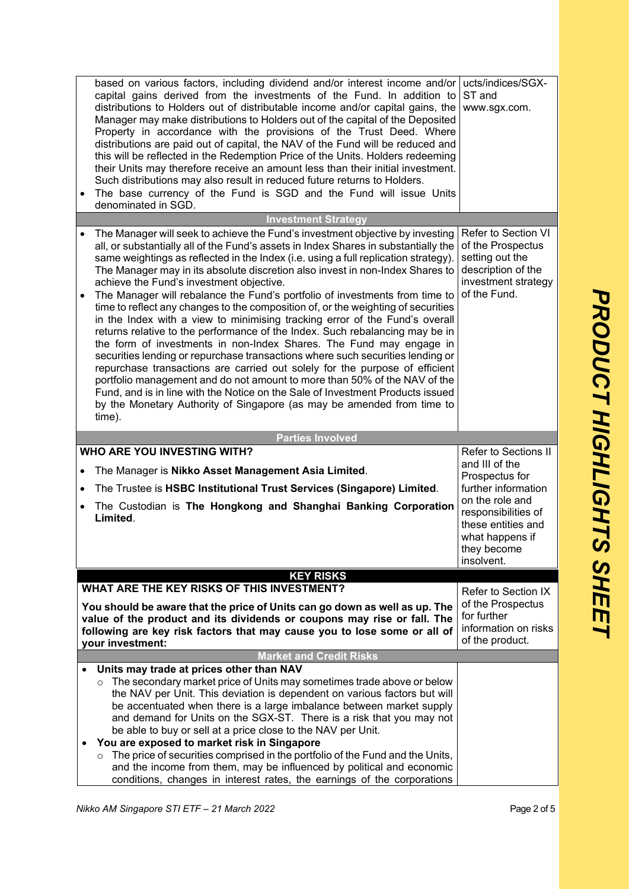| | |
|---|---|
| based on various factors, including dividend and/or interest income and/or capital gains derived from the investments of the Fund. In addition to distributions to Holders out of distributable income and/or capital gains, the Manager may make distributions to Holders out of the capital of the Deposited Property in accordance with the provisions of the Trust Deed. Where distributions are paid out of capital, the NAV of the Fund will be reduced and this will be reflected in the Redemption Price of the Units. Holders redeeming their Units may therefore receive an amount less than their initial investment. Such distributions may also result in reduced future returns to Holders.<br>• The base currency of the Fund is SGD and the Fund will issue Units denominated in SGD. | ucts/indices/SGX-ST and www.sgx.com. |
| **Investment Strategy** | |
| • The Manager will seek to achieve the Fund's investment objective by investing all, or substantially all of the Fund's assets in Index Shares in substantially the same weightings as reflected in the Index (i.e. using a full replication strategy). The Manager may in its absolute discretion also invest in non-Index Shares to achieve the Fund's investment objective.<br>• The Manager will rebalance the Fund's portfolio of investments from time to time to reflect any changes to the composition of, or the weighting of securities in the Index with a view to minimising tracking error of the Fund's overall returns relative to the performance of the Index. Such rebalancing may be in the form of investments in non-Index Shares. The Fund may engage in securities lending or repurchase transactions where such securities lending or repurchase transactions are carried out solely for the purpose of efficient portfolio management and do not amount to more than 50% of the NAV of the Fund, and is in line with the Notice on the Sale of Investment Products issued by the Monetary Authority of Singapore (as may be amended from time to time). | Refer to Section VI of the Prospectus setting out the description of the investment strategy of the Fund. |
| **Parties Involved** | |
| **WHO ARE YOU INVESTING WITH?**<br>• The Manager is **Nikko Asset Management Asia Limited**.<br>• The Trustee is **HSBC Institutional Trust Services (Singapore) Limited**.<br>• The Custodian is **The Hongkong and Shanghai Banking Corporation Limited**. | Refer to Sections II and III of the Prospectus for further information on the role and responsibilities of these entities and what happens if they become insolvent. |
| **KEY RISKS** | |
| **WHAT ARE THE KEY RISKS OF THIS INVESTMENT?**<br>**You should be aware that the price of Units can go down as well as up. The value of the product and its dividends or coupons may rise or fall. The following are key risk factors that may cause you to lose some or all of your investment:** | Refer to Section IX of the Prospectus for further information on risks of the product. |
| **Market and Credit Risks** | |
| • **Units may trade at prices other than NAV**<br>  ○ The secondary market price of Units may sometimes trade above or below the NAV per Unit. This deviation is dependent on various factors but will be accentuated when there is a large imbalance between market supply and demand for Units on the SGX-ST. There is a risk that you may not be able to buy or sell at a price close to the NAV per Unit.<br>• **You are exposed to market risk in Singapore**<br>  ○ The price of securities comprised in the portfolio of the Fund and the Units, and the income from them, may be influenced by political and economic conditions, changes in interest rates, the earnings of the corporations | |

*Nikko AM Singapore STI ETF – 21 March 2022*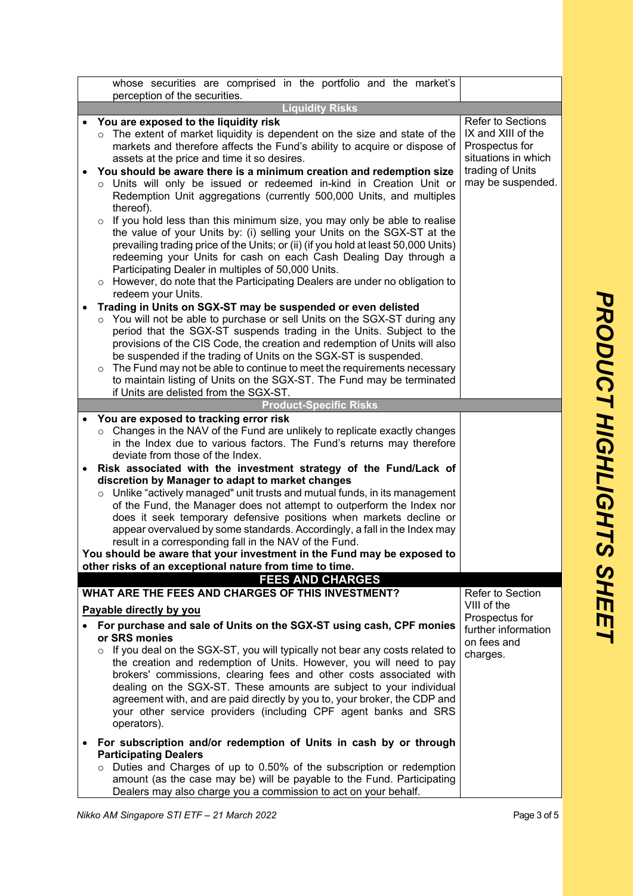| | |
|---|---|
| whose securities are comprised in the portfolio and the market's perception of the securities. | |
| **Liquidity Risks** | |
| • **You are exposed to the liquidity risk**<br>○ The extent of market liquidity is dependent on the size and state of the markets and therefore affects the Fund's ability to acquire or dispose of assets at the price and time it so desires.<br>• **You should be aware there is a minimum creation and redemption size**<br>○ Units will only be issued or redeemed in-kind in Creation Unit or Redemption Unit aggregations (currently 500,000 Units, and multiples thereof).<br>○ If you hold less than this minimum size, you may only be able to realise the value of your Units by: (i) selling your Units on the SGX-ST at the prevailing trading price of the Units; or (ii) (if you hold at least 50,000 Units) redeeming your Units for cash on each Cash Dealing Day through a Participating Dealer in multiples of 50,000 Units.<br>○ However, do note that the Participating Dealers are under no obligation to redeem your Units.<br>• **Trading in Units on SGX-ST may be suspended or even delisted**<br>○ You will not be able to purchase or sell Units on the SGX-ST during any period that the SGX-ST suspends trading in the Units. Subject to the provisions of the CIS Code, the creation and redemption of Units will also be suspended if the trading of Units on the SGX-ST is suspended.<br>○ The Fund may not be able to continue to meet the requirements necessary to maintain listing of Units on the SGX-ST. The Fund may be terminated if Units are delisted from the SGX-ST. | Refer to Sections IX and XIII of the Prospectus for situations in which trading of Units may be suspended. |
| **Product-Specific Risks** | |
| • **You are exposed to tracking error risk**<br>○ Changes in the NAV of the Fund are unlikely to replicate exactly changes in the Index due to various factors. The Fund's returns may therefore deviate from those of the Index.<br>• **Risk associated with the investment strategy of the Fund/Lack of discretion by Manager to adapt to market changes**<br>○ Unlike "actively managed" unit trusts and mutual funds, in its management of the Fund, the Manager does not attempt to outperform the Index nor does it seek temporary defensive positions when markets decline or appear overvalued by some standards. Accordingly, a fall in the Index may result in a corresponding fall in the NAV of the Fund.<br>**You should be aware that your investment in the Fund may be exposed to other risks of an exceptional nature from time to time.** | |
| **FEES AND CHARGES** | |
| **WHAT ARE THE FEES AND CHARGES OF THIS INVESTMENT?**<br>**Payable directly by you**<br>• **For purchase and sale of Units on the SGX-ST using cash, CPF monies or SRS monies**<br>○ If you deal on the SGX-ST, you will typically not bear any costs related to the creation and redemption of Units. However, you will need to pay brokers' commissions, clearing fees and other costs associated with dealing on the SGX-ST. These amounts are subject to your individual agreement with, and are paid directly by you to, your broker, the CDP and your other service providers (including CPF agent banks and SRS operators).<br>• **For subscription and/or redemption of Units in cash by or through Participating Dealers**<br>○ Duties and Charges of up to 0.50% of the subscription or redemption amount (as the case may be) will be payable to the Fund. Participating Dealers may also charge you a commission to act on your behalf. | Refer to Section VIII of the Prospectus for further information on fees and charges. |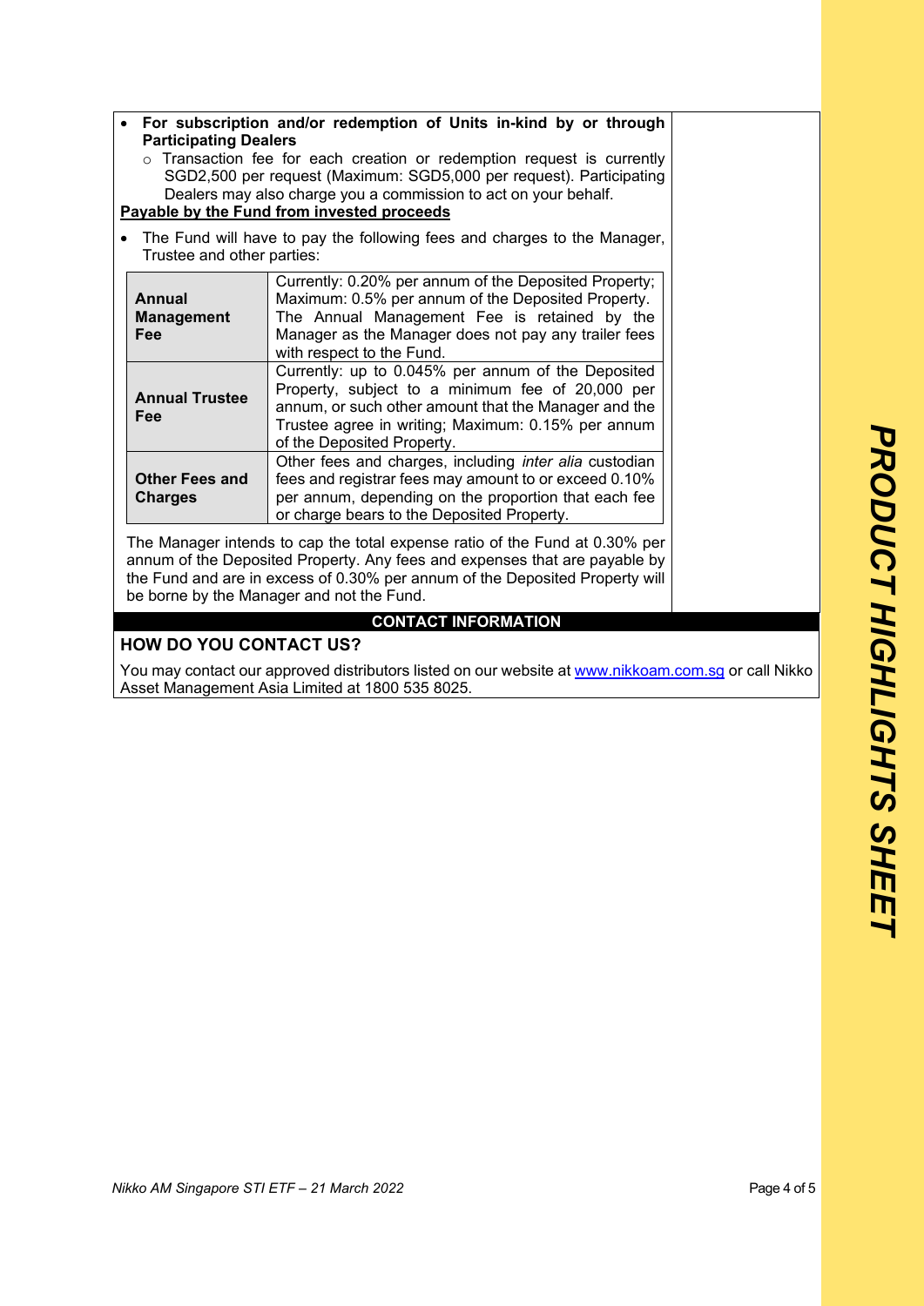- **For subscription and/or redemption of Units in-kind by or through Participating Dealers**
  - Transaction fee for each creation or redemption request is currently SGD2,500 per request (Maximum: SGD5,000 per request). Participating Dealers may also charge you a commission to act on your behalf.

**Payable by the Fund from invested proceeds**

- The Fund will have to pay the following fees and charges to the Manager, Trustee and other parties:

| | |
|---|---|
| **Annual Management Fee** | Currently: 0.20% per annum of the Deposited Property; Maximum: 0.5% per annum of the Deposited Property. The Annual Management Fee is retained by the Manager as the Manager does not pay any trailer fees with respect to the Fund. |
| **Annual Trustee Fee** | Currently: up to 0.045% per annum of the Deposited Property, subject to a minimum fee of 20,000 per annum, or such other amount that the Manager and the Trustee agree in writing; Maximum: 0.15% per annum of the Deposited Property. |
| **Other Fees and Charges** | Other fees and charges, including *inter alia* custodian fees and registrar fees may amount to or exceed 0.10% per annum, depending on the proportion that each fee or charge bears to the Deposited Property. |

The Manager intends to cap the total expense ratio of the Fund at 0.30% per annum of the Deposited Property. Any fees and expenses that are payable by the Fund and are in excess of 0.30% per annum of the Deposited Property will be borne by the Manager and not the Fund.

## CONTACT INFORMATION

### HOW DO YOU CONTACT US?

You may contact our approved distributors listed on our website at www.nikkoam.com.sg or call Nikko Asset Management Asia Limited at 1800 535 8025.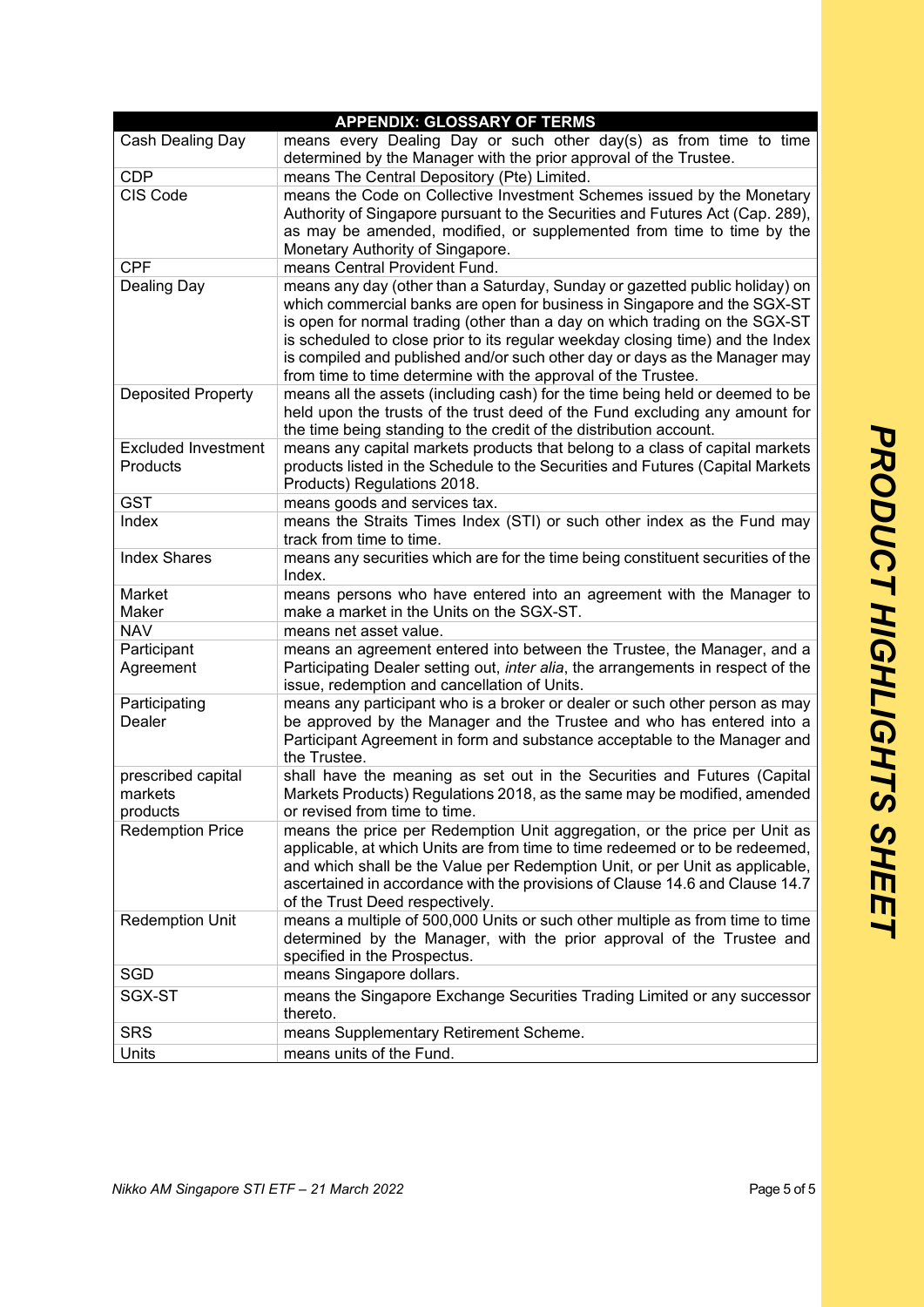| APPENDIX: GLOSSARY OF TERMS | |
|---|---|
| Cash Dealing Day | means every Dealing Day or such other day(s) as from time to time determined by the Manager with the prior approval of the Trustee. |
| CDP | means The Central Depository (Pte) Limited. |
| CIS Code | means the Code on Collective Investment Schemes issued by the Monetary Authority of Singapore pursuant to the Securities and Futures Act (Cap. 289), as may be amended, modified, or supplemented from time to time by the Monetary Authority of Singapore. |
| CPF | means Central Provident Fund. |
| Dealing Day | means any day (other than a Saturday, Sunday or gazetted public holiday) on which commercial banks are open for business in Singapore and the SGX-ST is open for normal trading (other than a day on which trading on the SGX-ST is scheduled to close prior to its regular weekday closing time) and the Index is compiled and published and/or such other day or days as the Manager may from time to time determine with the approval of the Trustee. |
| Deposited Property | means all the assets (including cash) for the time being held or deemed to be held upon the trusts of the trust deed of the Fund excluding any amount for the time being standing to the credit of the distribution account. |
| Excluded Investment Products | means any capital markets products that belong to a class of capital markets products listed in the Schedule to the Securities and Futures (Capital Markets Products) Regulations 2018. |
| GST | means goods and services tax. |
| Index | means the Straits Times Index (STI) or such other index as the Fund may track from time to time. |
| Index Shares | means any securities which are for the time being constituent securities of the Index. |
| Market Maker | means persons who have entered into an agreement with the Manager to make a market in the Units on the SGX-ST. |
| NAV | means net asset value. |
| Participant Agreement | means an agreement entered into between the Trustee, the Manager, and a Participating Dealer setting out, *inter alia*, the arrangements in respect of the issue, redemption and cancellation of Units. |
| Participating Dealer | means any participant who is a broker or dealer or such other person as may be approved by the Manager and the Trustee and who has entered into a Participant Agreement in form and substance acceptable to the Manager and the Trustee. |
| prescribed capital markets products | shall have the meaning as set out in the Securities and Futures (Capital Markets Products) Regulations 2018, as the same may be modified, amended or revised from time to time. |
| Redemption Price | means the price per Redemption Unit aggregation, or the price per Unit as applicable, at which Units are from time to time redeemed or to be redeemed, and which shall be the Value per Redemption Unit, or per Unit as applicable, ascertained in accordance with the provisions of Clause 14.6 and Clause 14.7 of the Trust Deed respectively. |
| Redemption Unit | means a multiple of 500,000 Units or such other multiple as from time to time determined by the Manager, with the prior approval of the Trustee and specified in the Prospectus. |
| SGD | means Singapore dollars. |
| SGX-ST | means the Singapore Exchange Securities Trading Limited or any successor thereto. |
| SRS | means Supplementary Retirement Scheme. |
| Units | means units of the Fund. |